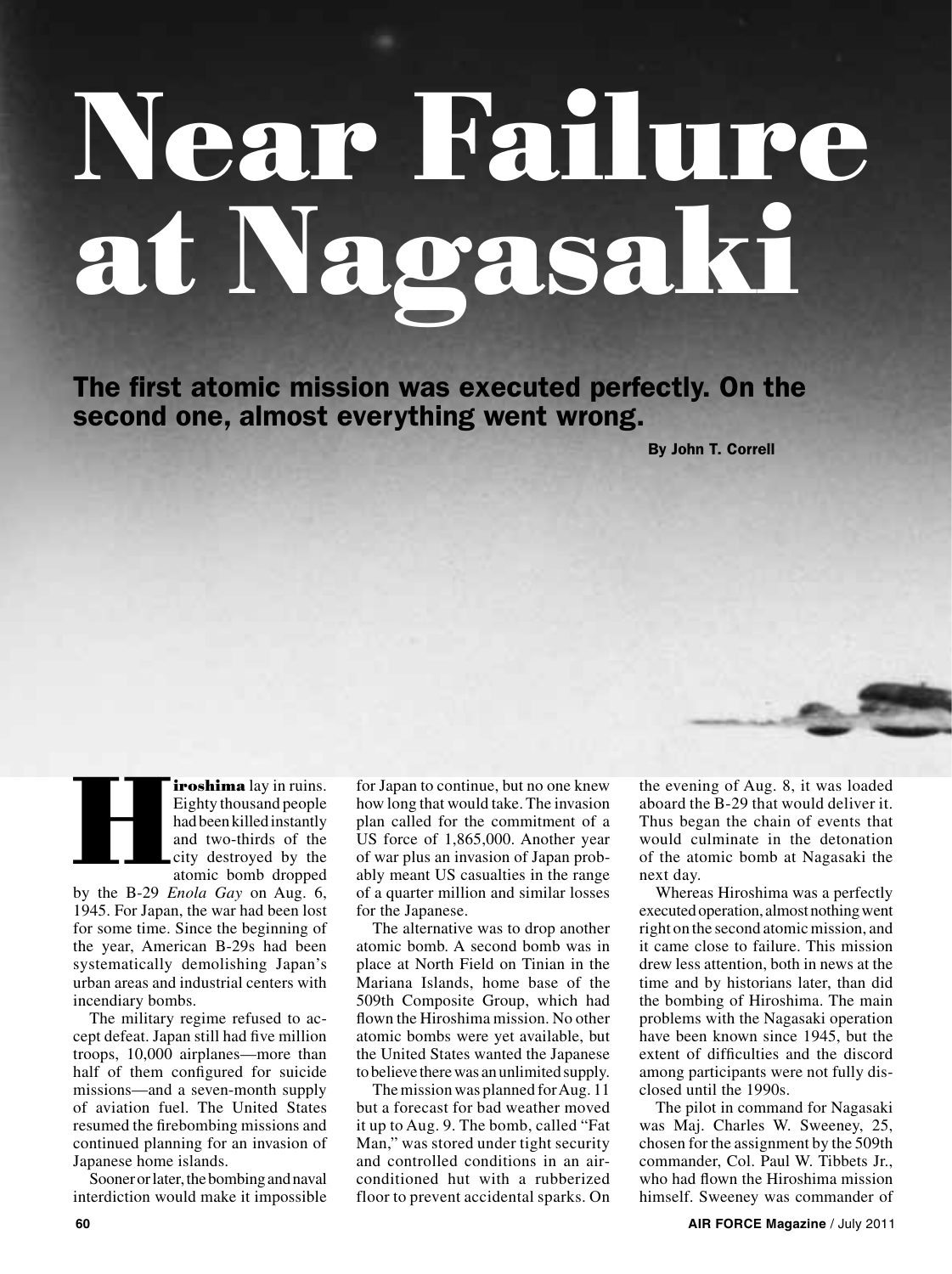# Near Failure at Nagasaki

## The first atomic mission was executed perfectly. On the second one, almost everything went wrong.

**By John T. Correll**

**Hiroshima** lay in ruins. Eighty thousand people had been killed instantly and two-thirds of the city destroyed by the atomic bomb dropped by the B-29 *Enola Gay* on Aug. 6, 1945. For Japan, the war had been lost for some time. Since the beginning of the year, American B-29s had been systematically demolishing Japan's urban areas and industrial centers with incendiary bombs.

The military regime refused to accept defeat. Japan still had five million troops, 10,000 airplanes—more than half of them configured for suicide missions—and a seven-month supply of aviation fuel. The United States resumed the firebombing missions and continued planning for an invasion of Japanese home islands.

Sooner or later, the bombing and naval interdiction would make it impossible for Japan to continue, but no one knew how long that would take. The invasion plan called for the commitment of a US force of 1,865,000. Another year of war plus an invasion of Japan probably meant US casualties in the range of a quarter million and similar losses for the Japanese.

The alternative was to drop another atomic bomb. A second bomb was in place at North Field on Tinian in the Mariana Islands, home base of the 509th Composite Group, which had flown the Hiroshima mission. No other atomic bombs were yet available, but the United States wanted the Japanese to believe there was an unlimited supply.

The mission was planned for Aug. 11 but a forecast for bad weather moved it up to Aug. 9. The bomb, called "Fat Man," was stored under tight security and controlled conditions in an air-conditioned hut with a rubberized floor to prevent accidental sparks. On the evening of Aug. 8, it was loaded aboard the B-29 that would deliver it. Thus began the chain of events that would culminate in the detonation of the atomic bomb at Nagasaki the next day.

Whereas Hiroshima was a perfectly executed operation, almost nothing went right on the second atomic mission, and it came close to failure. This mission drew less attention, both in news at the time and by historians later, than did the bombing of Hiroshima. The main problems with the Nagasaki operation have been known since 1945, but the extent of difficulties and the discord among participants were not fully disclosed until the 1990s.

The pilot in command for Nagasaki was Maj. Charles W. Sweeney, 25, chosen for the assignment by the 509th commander, Col. Paul W. Tibbets Jr., who had flown the Hiroshima mission himself. Sweeney was commander of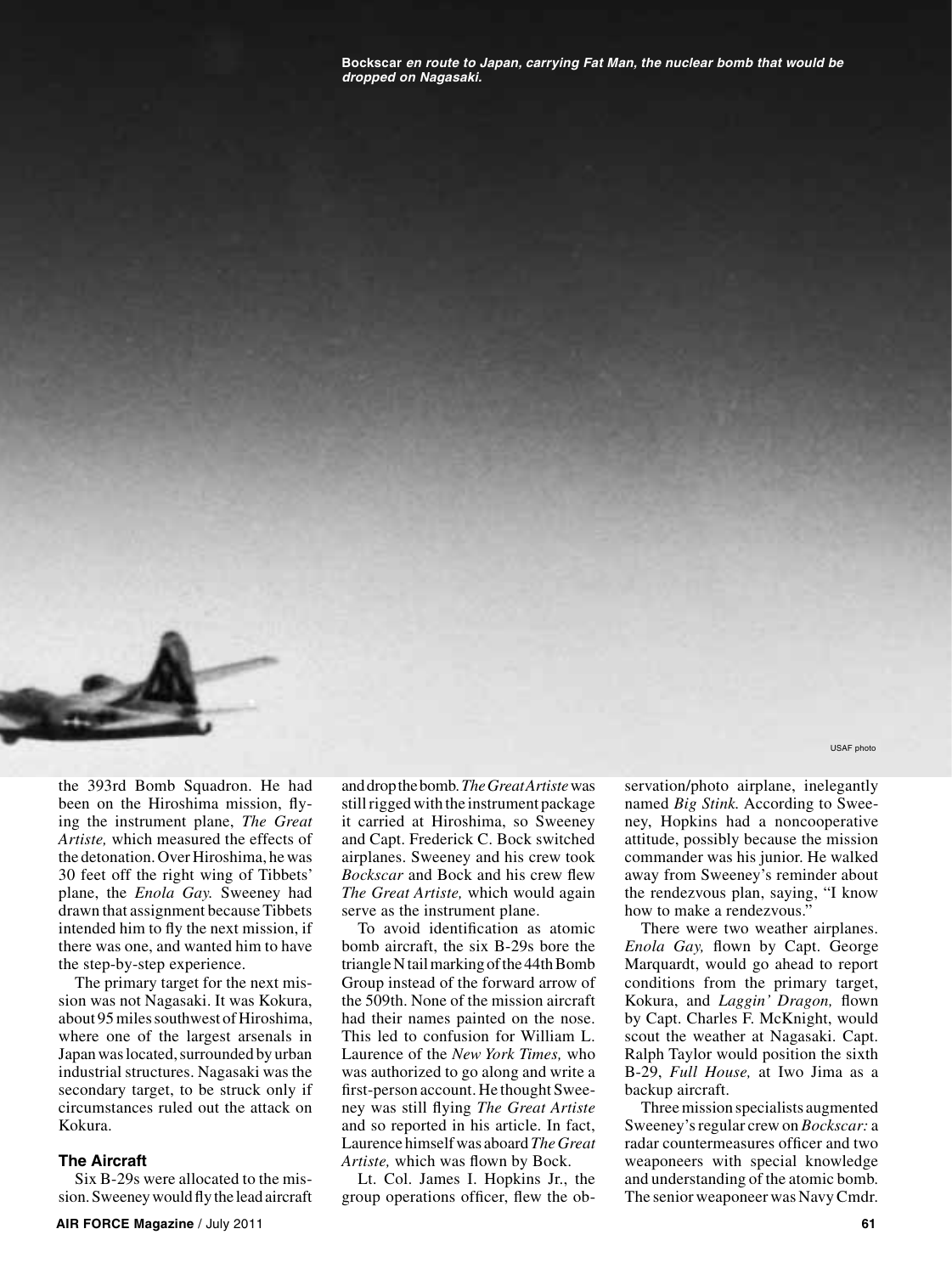**Bockscar** ***en route to Japan, carrying Fat Man, the nuclear bomb that would be dropped on Nagasaki.***

USAF photo

the 393rd Bomb Squadron. He had been on the Hiroshima mission, flying the instrument plane, *The Great Artiste,* which measured the effects of the detonation. Over Hiroshima, he was 30 feet off the right wing of Tibbets' plane, the *Enola Gay.* Sweeney had drawn that assignment because Tibbets intended him to fly the next mission, if there was one, and wanted him to have the step-by-step experience.

The primary target for the next mission was not Nagasaki. It was Kokura, about 95 miles southwest of Hiroshima, where one of the largest arsenals in Japan was located, surrounded by urban industrial structures. Nagasaki was the secondary target, to be struck only if circumstances ruled out the attack on Kokura.

### The Aircraft

Six B-29s were allocated to the mission. Sweeney would fly the lead aircraft and drop the bomb. *The Great Artiste* was still rigged with the instrument package it carried at Hiroshima, so Sweeney and Capt. Frederick C. Bock switched airplanes. Sweeney and his crew took *Bockscar* and Bock and his crew flew *The Great Artiste,* which would again serve as the instrument plane.

To avoid identification as atomic bomb aircraft, the six B-29s bore the triangle N tail marking of the 44th Bomb Group instead of the forward arrow of the 509th. None of the mission aircraft had their names painted on the nose. This led to confusion for William L. Laurence of the *New York Times,* who was authorized to go along and write a first-person account. He thought Sweeney was still flying *The Great Artiste* and so reported in his article. In fact, Laurence himself was aboard *The Great Artiste,* which was flown by Bock.

Lt. Col. James I. Hopkins Jr., the group operations officer, flew the observation/photo airplane, inelegantly named *Big Stink.* According to Sweeney, Hopkins had a noncooperative attitude, possibly because the mission commander was his junior. He walked away from Sweeney's reminder about the rendezvous plan, saying, "I know how to make a rendezvous."

There were two weather airplanes. *Enola Gay,* flown by Capt. George Marquardt, would go ahead to report conditions from the primary target, Kokura, and *Laggin' Dragon,* flown by Capt. Charles F. McKnight, would scout the weather at Nagasaki. Capt. Ralph Taylor would position the sixth B-29, *Full House,* at Iwo Jima as a backup aircraft.

Three mission specialists augmented Sweeney's regular crew on *Bockscar:* a radar countermeasures officer and two weaponeers with special knowledge and understanding of the atomic bomb. The senior weaponeer was Navy Cmdr.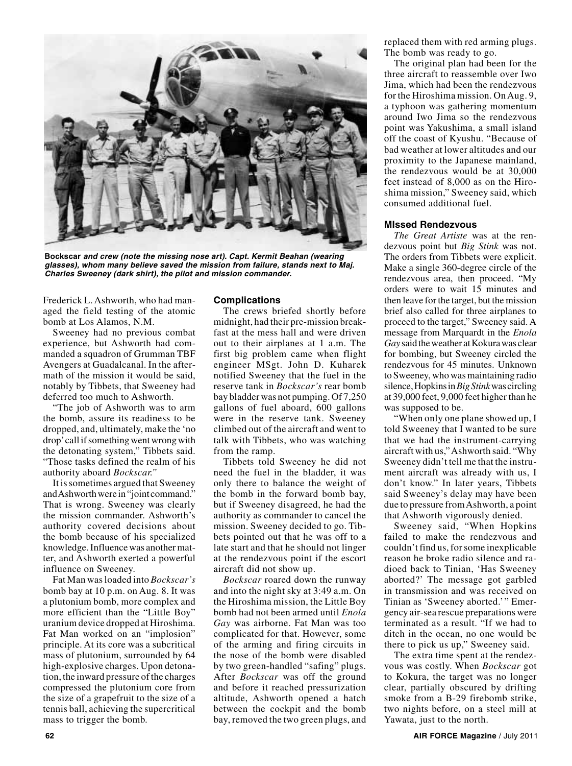**Bockscar** *and crew (note the missing nose art). Capt. Kermit Beahan (wearing glasses), whom many believe saved the mission from failure, stands next to Maj. Charles Sweeney (dark shirt), the pilot and mission commander.*

Frederick L. Ashworth, who had managed the field testing of the atomic bomb at Los Alamos, N.M.

Sweeney had no previous combat experience, but Ashworth had commanded a squadron of Grumman TBF Avengers at Guadalcanal. In the aftermath of the mission it would be said, notably by Tibbets, that Sweeney had deferred too much to Ashworth.

"The job of Ashworth was to arm the bomb, assure its readiness to be dropped, and, ultimately, make the 'no drop' call if something went wrong with the detonating system," Tibbets said. "Those tasks defined the realm of his authority aboard *Bockscar."*

It is sometimes argued that Sweeney and Ashworth were in "joint command." That is wrong. Sweeney was clearly the mission commander. Ashworth's authority covered decisions about the bomb because of his specialized knowledge. Influence was another matter, and Ashworth exerted a powerful influence on Sweeney.

Fat Man was loaded into *Bockscar's* bomb bay at 10 p.m. on Aug. 8. It was a plutonium bomb, more complex and more efficient than the "Little Boy" uranium device dropped at Hiroshima. Fat Man worked on an "implosion" principle. At its core was a subcritical mass of plutonium, surrounded by 64 high-explosive charges. Upon detonation, the inward pressure of the charges compressed the plutonium core from the size of a grapefruit to the size of a tennis ball, achieving the supercritical mass to trigger the bomb.

### Complications

The crews briefed shortly before midnight, had their pre-mission breakfast at the mess hall and were driven out to their airplanes at 1 a.m. The first big problem came when flight engineer MSgt. John D. Kuharek notified Sweeney that the fuel in the reserve tank in *Bockscar's* rear bomb bay bladder was not pumping. Of 7,250 gallons of fuel aboard, 600 gallons were in the reserve tank. Sweeney climbed out of the aircraft and went to talk with Tibbets, who was watching from the ramp.

Tibbets told Sweeney he did not need the fuel in the bladder, it was only there to balance the weight of the bomb in the forward bomb bay, but if Sweeney disagreed, he had the authority as commander to cancel the mission. Sweeney decided to go. Tibbets pointed out that he was off to a late start and that he should not linger at the rendezvous point if the escort aircraft did not show up.

*Bockscar* roared down the runway and into the night sky at 3:49 a.m. On the Hiroshima mission, the Little Boy bomb had not been armed until *Enola Gay* was airborne. Fat Man was too complicated for that. However, some of the arming and firing circuits in the nose of the bomb were disabled by two green-handled "safing" plugs. After *Bockscar* was off the ground and before it reached pressurization altitude, Ashworth opened a hatch between the cockpit and the bomb bay, removed the two green plugs, and replaced them with red arming plugs. The bomb was ready to go.

The original plan had been for the three aircraft to reassemble over Iwo Jima, which had been the rendezvous for the Hiroshima mission. On Aug. 9, a typhoon was gathering momentum around Iwo Jima so the rendezvous point was Yakushima, a small island off the coast of Kyushu. "Because of bad weather at lower altitudes and our proximity to the Japanese mainland, the rendezvous would be at 30,000 feet instead of 8,000 as on the Hiroshima mission," Sweeney said, which consumed additional fuel.

### MIssed Rendezvous

*The Great Artiste* was at the rendezvous point but *Big Stink* was not. The orders from Tibbets were explicit. Make a single 360-degree circle of the rendezvous area, then proceed. "My orders were to wait 15 minutes and then leave for the target, but the mission brief also called for three airplanes to proceed to the target," Sweeney said. A message from Marquardt in the *Enola Gay* said the weather at Kokura was clear for bombing, but Sweeney circled the rendezvous for 45 minutes. Unknown to Sweeney, who was maintaining radio silence, Hopkins in *Big Stink* was circling at 39,000 feet, 9,000 feet higher than he was supposed to be.

"When only one plane showed up, I told Sweeney that I wanted to be sure that we had the instrument-carrying aircraft with us," Ashworth said. "Why Sweeney didn't tell me that the instrument aircraft was already with us, I don't know." In later years, Tibbets said Sweeney's delay may have been due to pressure from Ashworth, a point that Ashworth vigorously denied.

Sweeney said, "When Hopkins failed to make the rendezvous and couldn't find us, for some inexplicable reason he broke radio silence and radioed back to Tinian, 'Has Sweeney aborted?' The message got garbled in transmission and was received on Tinian as 'Sweeney aborted.'" Emergency air-sea rescue preparations were terminated as a result. "If we had to ditch in the ocean, no one would be there to pick us up," Sweeney said.

The extra time spent at the rendezvous was costly. When *Bockscar* got to Kokura, the target was no longer clear, partially obscured by drifting smoke from a B-29 firebomb strike, two nights before, on a steel mill at Yawata, just to the north.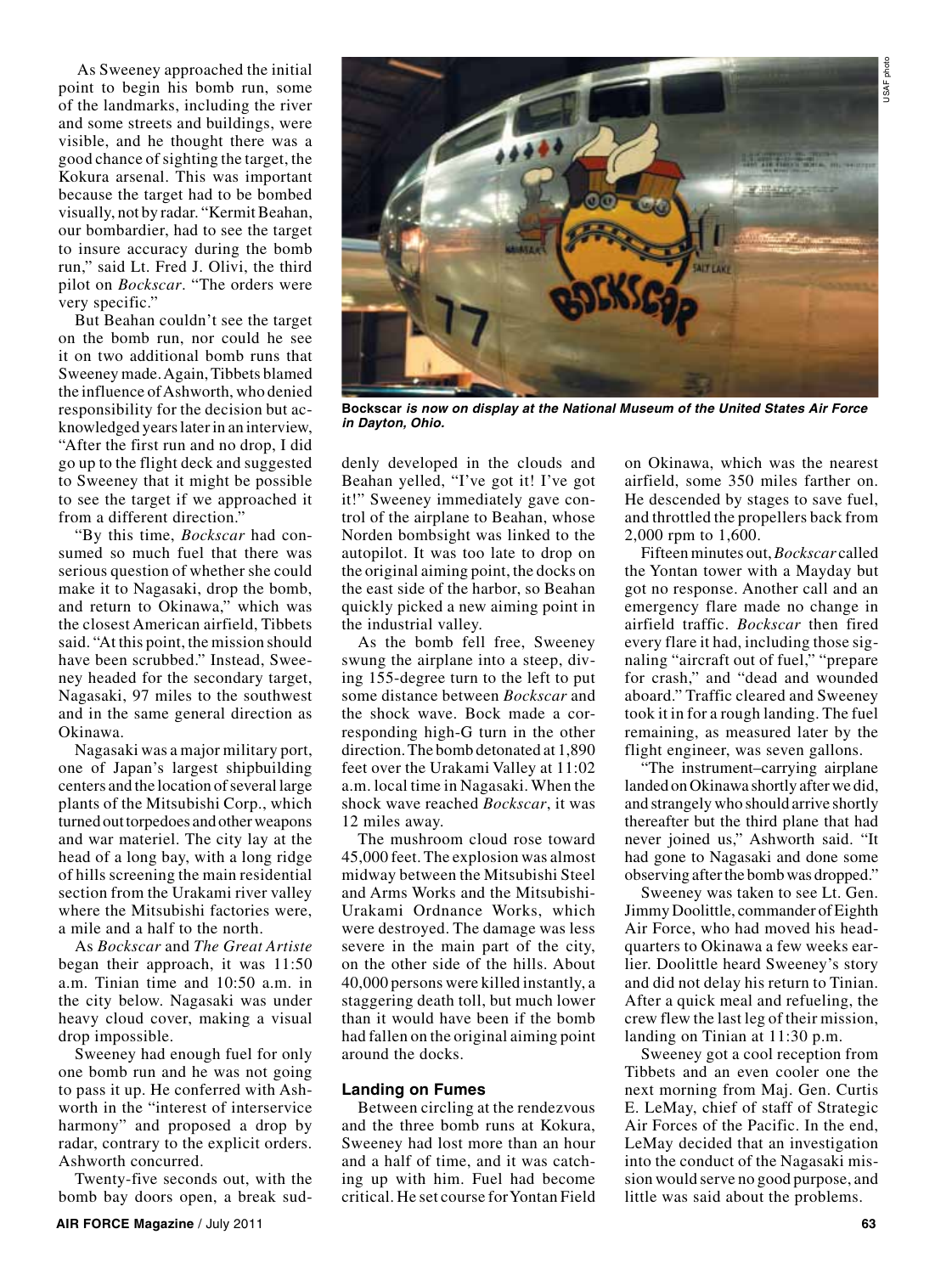As Sweeney approached the initial point to begin his bomb run, some of the landmarks, including the river and some streets and buildings, were visible, and he thought there was a good chance of sighting the target, the Kokura arsenal. This was important because the target had to be bombed visually, not by radar. "Kermit Beahan, our bombardier, had to see the target to insure accuracy during the bomb run," said Lt. Fred J. Olivi, the third pilot on *Bockscar*. "The orders were very specific."

But Beahan couldn't see the target on the bomb run, nor could he see it on two additional bomb runs that Sweeney made. Again, Tibbets blamed the influence of Ashworth, who denied responsibility for the decision but acknowledged years later in an interview, "After the first run and no drop, I did go up to the flight deck and suggested to Sweeney that it might be possible to see the target if we approached it from a different direction."

"By this time, *Bockscar* had consumed so much fuel that there was serious question of whether she could make it to Nagasaki, drop the bomb, and return to Okinawa," which was the closest American airfield, Tibbets said. "At this point, the mission should have been scrubbed." Instead, Sweeney headed for the secondary target, Nagasaki, 97 miles to the southwest and in the same general direction as Okinawa.

Nagasaki was a major military port, one of Japan's largest shipbuilding centers and the location of several large plants of the Mitsubishi Corp., which turned out torpedoes and other weapons and war materiel. The city lay at the head of a long bay, with a long ridge of hills screening the main residential section from the Urakami river valley where the Mitsubishi factories were, a mile and a half to the north.

As *Bockscar* and *The Great Artiste* began their approach, it was 11:50 a.m. Tinian time and 10:50 a.m. in the city below. Nagasaki was under heavy cloud cover, making a visual drop impossible.

Sweeney had enough fuel for only one bomb run and he was not going to pass it up. He conferred with Ashworth in the "interest of interservice harmony" and proposed a drop by radar, contrary to the explicit orders. Ashworth concurred.

Twenty-five seconds out, with the bomb bay doors open, a break suddenly developed in the clouds and Beahan yelled, "I've got it! I've got it!" Sweeney immediately gave control of the airplane to Beahan, whose Norden bombsight was linked to the autopilot. It was too late to drop on the original aiming point, the docks on the east side of the harbor, so Beahan quickly picked a new aiming point in the industrial valley.

As the bomb fell free, Sweeney swung the airplane into a steep, diving 155-degree turn to the left to put some distance between *Bockscar* and the shock wave. Bock made a corresponding high-G turn in the other direction. The bomb detonated at 1,890 feet over the Urakami Valley at 11:02 a.m. local time in Nagasaki. When the shock wave reached *Bockscar*, it was 12 miles away.

The mushroom cloud rose toward 45,000 feet. The explosion was almost midway between the Mitsubishi Steel and Arms Works and the Mitsubishi-Urakami Ordnance Works, which were destroyed. The damage was less severe in the main part of the city, on the other side of the hills. About 40,000 persons were killed instantly, a staggering death toll, but much lower than it would have been if the bomb had fallen on the original aiming point around the docks.

**Bockscar** *is now on display at the National Museum of the United States Air Force in Dayton, Ohio.*

### Landing on Fumes

Between circling at the rendezvous and the three bomb runs at Kokura, Sweeney had lost more than an hour and a half of time, and it was catching up with him. Fuel had become critical. He set course for Yontan Field on Okinawa, which was the nearest airfield, some 350 miles farther on. He descended by stages to save fuel, and throttled the propellers back from 2,000 rpm to 1,600.

Fifteen minutes out, *Bockscar* called the Yontan tower with a Mayday but got no response. Another call and an emergency flare made no change in airfield traffic. *Bockscar* then fired every flare it had, including those signaling "aircraft out of fuel," "prepare for crash," and "dead and wounded aboard." Traffic cleared and Sweeney took it in for a rough landing. The fuel remaining, as measured later by the flight engineer, was seven gallons.

"The instrument–carrying airplane landed on Okinawa shortly after we did, and strangely who should arrive shortly thereafter but the third plane that had never joined us," Ashworth said. "It had gone to Nagasaki and done some observing after the bomb was dropped."

Sweeney was taken to see Lt. Gen. Jimmy Doolittle, commander of Eighth Air Force, who had moved his headquarters to Okinawa a few weeks earlier. Doolittle heard Sweeney's story and did not delay his return to Tinian. After a quick meal and refueling, the crew flew the last leg of their mission, landing on Tinian at 11:30 p.m.

Sweeney got a cool reception from Tibbets and an even cooler one the next morning from Maj. Gen. Curtis E. LeMay, chief of staff of Strategic Air Forces of the Pacific. In the end, LeMay decided that an investigation into the conduct of the Nagasaki mission would serve no good purpose, and little was said about the problems.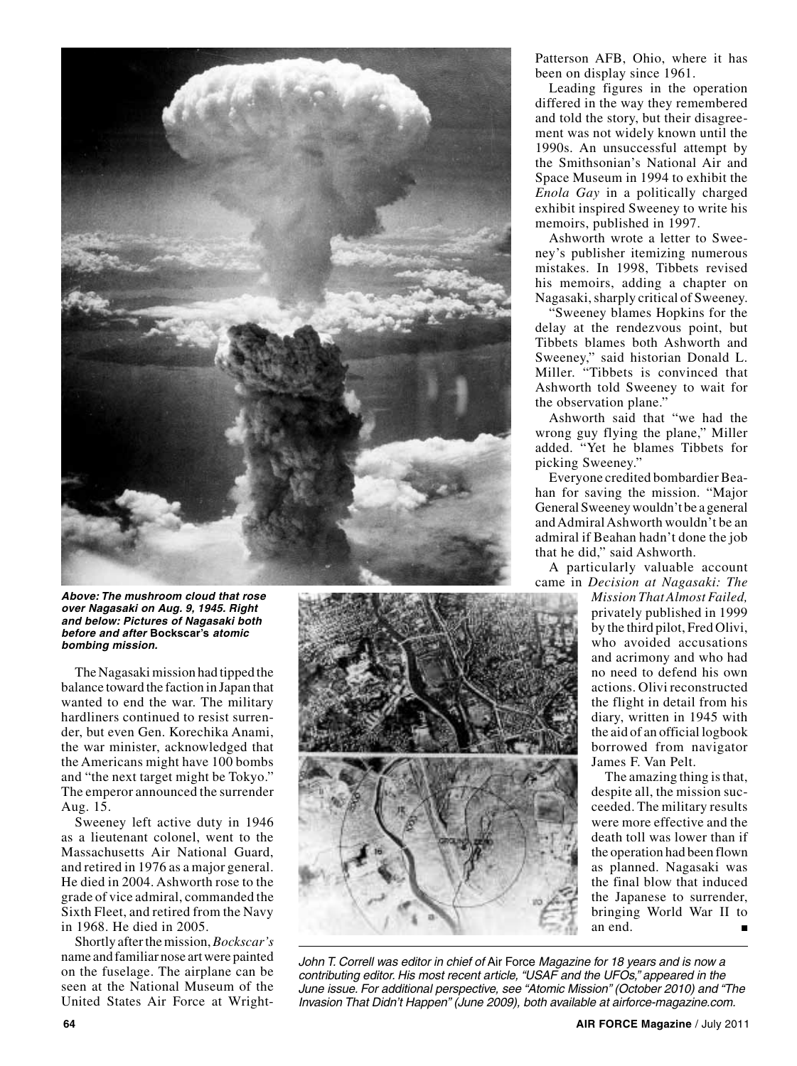*Above: The mushroom cloud that rose over Nagasaki on Aug. 9, 1945. Right and below: Pictures of Nagasaki both before and after* **Bockscar's** *atomic bombing mission.*

The Nagasaki mission had tipped the balance toward the faction in Japan that wanted to end the war. The military hardliners continued to resist surrender, but even Gen. Korechika Anami, the war minister, acknowledged that the Americans might have 100 bombs and "the next target might be Tokyo." The emperor announced the surrender Aug. 15.

Sweeney left active duty in 1946 as a lieutenant colonel, went to the Massachusetts Air National Guard, and retired in 1976 as a major general. He died in 2004. Ashworth rose to the grade of vice admiral, commanded the Sixth Fleet, and retired from the Navy in 1968. He died in 2005.

Shortly after the mission, *Bockscar's* name and familiar nose art were painted on the fuselage. The airplane can be seen at the National Museum of the United States Air Force at Wright-Patterson AFB, Ohio, where it has been on display since 1961.

Leading figures in the operation differed in the way they remembered and told the story, but their disagreement was not widely known until the 1990s. An unsuccessful attempt by the Smithsonian's National Air and Space Museum in 1994 to exhibit the *Enola Gay* in a politically charged exhibit inspired Sweeney to write his memoirs, published in 1997.

Ashworth wrote a letter to Sweeney's publisher itemizing numerous mistakes. In 1998, Tibbets revised his memoirs, adding a chapter on Nagasaki, sharply critical of Sweeney.

"Sweeney blames Hopkins for the delay at the rendezvous point, but Tibbets blames both Ashworth and Sweeney," said historian Donald L. Miller. "Tibbets is convinced that Ashworth told Sweeney to wait for the observation plane."

Ashworth said that "we had the wrong guy flying the plane," Miller added. "Yet he blames Tibbets for picking Sweeney."

Everyone credited bombardier Beahan for saving the mission. "Major General Sweeney wouldn't be a general and Admiral Ashworth wouldn't be an admiral if Beahan hadn't done the job that he did," said Ashworth.

A particularly valuable account came in *Decision at Nagasaki: The Mission That Almost Failed,* privately published in 1999 by the third pilot, Fred Olivi, who avoided accusations and acrimony and who had no need to defend his own actions. Olivi reconstructed the flight in detail from his diary, written in 1945 with the aid of an official logbook borrowed from navigator James F. Van Pelt.

The amazing thing is that, despite all, the mission succeeded. The military results were more effective and the death toll was lower than if the operation had been flown as planned. Nagasaki was the final blow that induced the Japanese to surrender, bringing World War II to an end. ■

*John T. Correll was editor in chief of* Air Force *Magazine for 18 years and is now a contributing editor. His most recent article, "USAF and the UFOs," appeared in the June issue. For additional perspective, see "Atomic Mission" (October 2010) and "The Invasion That Didn't Happen" (June 2009), both available at airforce-magazine.com.*